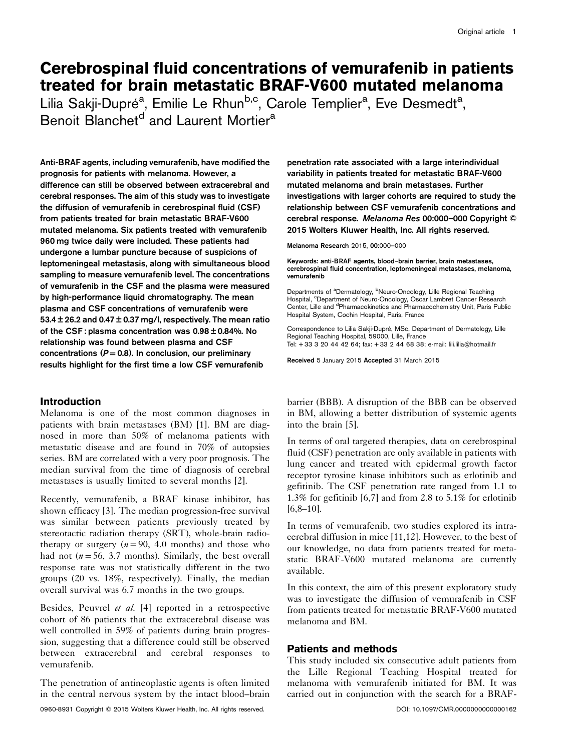# Cerebrospinal fluid concentrations of vemurafenib in patients treated for brain metastatic BRAF-V600 mutated melanoma

Lilia Sakji-Dupré[a], Emilie Le Rhun[b,c], Carole Templier[a], Eve Desmedt[a], Benoit Blanchet[d] and Laurent Mortier[a]

**Anti-BRAF agents, including vemurafenib, have modified the prognosis for patients with melanoma. However, a difference can still be observed between extracerebral and cerebral responses. The aim of this study was to investigate the diffusion of vemurafenib in cerebrospinal fluid (CSF) from patients treated for brain metastatic BRAF-V600 mutated melanoma. Six patients treated with vemurafenib 960 mg twice daily were included. These patients had undergone a lumbar puncture because of suspicions of leptomeningeal metastasis, along with simultaneous blood sampling to measure vemurafenib level. The concentrations of vemurafenib in the CSF and the plasma were measured by high-performance liquid chromatography. The mean plasma and CSF concentrations of vemurafenib were 53.4 ± 26.2 and 0.47 ± 0.37 mg/l, respectively. The mean ratio of the CSF : plasma concentration was 0.98 ± 0.84%. No relationship was found between plasma and CSF concentrations ($P = 0.8$). In conclusion, our preliminary results highlight for the first time a low CSF vemurafenib penetration rate associated with a large interindividual variability in patients treated for metastatic BRAF-V600 mutated melanoma and brain metastases. Further investigations with larger cohorts are required to study the relationship between CSF vemurafenib concentrations and cerebral response.** *Melanoma Res* **00:000–000 Copyright © 2015 Wolters Kluwer Health, Inc. All rights reserved.**

Melanoma Research 2015, 00:000–000

**Keywords:** anti-BRAF agents, blood–brain barrier, brain metastases, cerebrospinal fluid concentration, leptomeningeal metastases, melanoma, vemurafenib

Departments of [a]Dermatology, [b]Neuro-Oncology, Lille Regional Teaching Hospital, [c]Department of Neuro-Oncology, Oscar Lambret Cancer Research Center, Lille and [d]Pharmacokinetics and Pharmacochemistry Unit, Paris Public Hospital System, Cochin Hospital, Paris, France

Correspondence to Lilia Sakji-Dupré, MSc, Department of Dermatology, Lille Regional Teaching Hospital, 59000, Lille, France
Tel: +33 3 20 44 42 64; fax: +33 2 44 68 38; e-mail: lili.lilia@hotmail.fr

Received 5 January 2015 Accepted 31 March 2015

## Introduction

Melanoma is one of the most common diagnoses in patients with brain metastases (BM) [1]. BM are diagnosed in more than 50% of melanoma patients with metastatic disease and are found in 70% of autopsies series. BM are correlated with a very poor prognosis. The median survival from the time of diagnosis of cerebral metastases is usually limited to several months [2].

Recently, vemurafenib, a BRAF kinase inhibitor, has shown efficacy [3]. The median progression-free survival was similar between patients previously treated by stereotactic radiation therapy (SRT), whole-brain radiotherapy or surgery ($n = 90$, 4.0 months) and those who had not ($n = 56$, 3.7 months). Similarly, the best overall response rate was not statistically different in the two groups (20 vs. 18%, respectively). Finally, the median overall survival was 6.7 months in the two groups.

Besides, Peuvrel *et al.* [4] reported in a retrospective cohort of 86 patients that the extracerebral disease was well controlled in 59% of patients during brain progression, suggesting that a difference could still be observed between extracerebral and cerebral responses to vemurafenib.

The penetration of antineoplastic agents is often limited in the central nervous system by the intact blood–brain barrier (BBB). A disruption of the BBB can be observed in BM, allowing a better distribution of systemic agents into the brain [5].

In terms of oral targeted therapies, data on cerebrospinal fluid (CSF) penetration are only available in patients with lung cancer and treated with epidermal growth factor receptor tyrosine kinase inhibitors such as erlotinib and gefitinib. The CSF penetration rate ranged from 1.1 to 1.3% for gefitinib [6,7] and from 2.8 to 5.1% for erlotinib [6,8–10].

In terms of vemurafenib, two studies explored its intracerebral diffusion in mice [11,12]. However, to the best of our knowledge, no data from patients treated for metastatic BRAF-V600 mutated melanoma are currently available.

In this context, the aim of this present exploratory study was to investigate the diffusion of vemurafenib in CSF from patients treated for metastatic BRAF-V600 mutated melanoma and BM.

## Patients and methods

This study included six consecutive adult patients from the Lille Regional Teaching Hospital treated for melanoma with vemurafenib initiated for BM. It was carried out in conjunction with the search for a BRAF-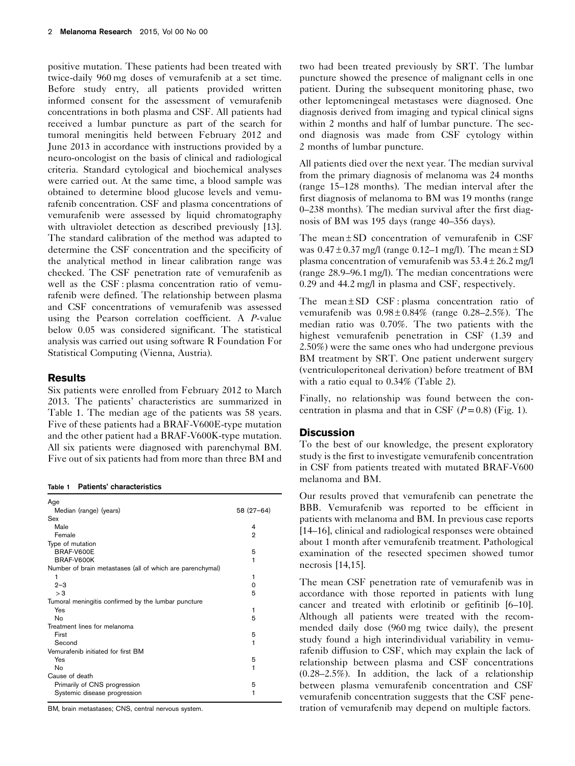positive mutation. These patients had been treated with twice-daily 960 mg doses of vemurafenib at a set time. Before study entry, all patients provided written informed consent for the assessment of vemurafenib concentrations in both plasma and CSF. All patients had received a lumbar puncture as part of the search for tumoral meningitis held between February 2012 and June 2013 in accordance with instructions provided by a neuro-oncologist on the basis of clinical and radiological criteria. Standard cytological and biochemical analyses were carried out. At the same time, a blood sample was obtained to determine blood glucose levels and vemurafenib concentration. CSF and plasma concentrations of vemurafenib were assessed by liquid chromatography with ultraviolet detection as described previously [13]. The standard calibration of the method was adapted to determine the CSF concentration and the specificity of the analytical method in linear calibration range was checked. The CSF penetration rate of vemurafenib as well as the CSF : plasma concentration ratio of vemurafenib were defined. The relationship between plasma and CSF concentrations of vemurafenib was assessed using the Pearson correlation coefficient. A $P$-value below 0.05 was considered significant. The statistical analysis was carried out using software R Foundation For Statistical Computing (Vienna, Austria).

## Results

Six patients were enrolled from February 2012 to March 2013. The patients' characteristics are summarized in Table 1. The median age of the patients was 58 years. Five of these patients had a BRAF-V600E-type mutation and the other patient had a BRAF-V600K-type mutation. All six patients were diagnosed with parenchymal BM. Five out of six patients had from more than three BM and two had been treated previously by SRT. The lumbar puncture showed the presence of malignant cells in one patient. During the subsequent monitoring phase, two other leptomeningeal metastases were diagnosed. One diagnosis derived from imaging and typical clinical signs within 2 months and half of lumbar puncture. The second diagnosis was made from CSF cytology within 2 months of lumbar puncture.

**Table 1 Patients' characteristics**

| | |
|---|---|
| Age | |
| Median (range) (years) | 58 (27–64) |
| Sex | |
| Male | 4 |
| Female | 2 |
| Type of mutation | |
| BRAF-V600E | 5 |
| BRAF-V600K | 1 |
| Number of brain metastases (all of which are parenchymal) | |
| 1 | 1 |
| 2–3 | 0 |
| > 3 | 5 |
| Tumoral meningitis confirmed by the lumbar puncture | |
| Yes | 1 |
| No | 5 |
| Treatment lines for melanoma | |
| First | 5 |
| Second | 1 |
| Vemurafenib initiated for first BM | |
| Yes | 5 |
| No | 1 |
| Cause of death | |
| Primarily of CNS progression | 5 |
| Systemic disease progression | 1 |

BM, brain metastases; CNS, central nervous system.

All patients died over the next year. The median survival from the primary diagnosis of melanoma was 24 months (range 15–128 months). The median interval after the first diagnosis of melanoma to BM was 19 months (range 0–238 months). The median survival after the first diagnosis of BM was 195 days (range 40–356 days).

The mean ± SD concentration of vemurafenib in CSF was 0.47 ± 0.37 mg/l (range 0.12–1 mg/l). The mean ± SD plasma concentration of vemurafenib was 53.4 ± 26.2 mg/l (range 28.9–96.1 mg/l). The median concentrations were 0.29 and 44.2 mg/l in plasma and CSF, respectively.

The mean ± SD CSF : plasma concentration ratio of vemurafenib was 0.98 ± 0.84% (range 0.28–2.5%). The median ratio was 0.70%. The two patients with the highest vemurafenib penetration in CSF (1.39 and 2.50%) were the same ones who had undergone previous BM treatment by SRT. One patient underwent surgery (ventriculoperitoneal derivation) before treatment of BM with a ratio equal to 0.34% (Table 2).

Finally, no relationship was found between the concentration in plasma and that in CSF ($P = 0.8$) (Fig. 1).

## Discussion

To the best of our knowledge, the present exploratory study is the first to investigate vemurafenib concentration in CSF from patients treated with mutated BRAF-V600 melanoma and BM.

Our results proved that vemurafenib can penetrate the BBB. Vemurafenib was reported to be efficient in patients with melanoma and BM. In previous case reports [14–16], clinical and radiological responses were obtained about 1 month after vemurafenib treatment. Pathological examination of the resected specimen showed tumor necrosis [14,15].

The mean CSF penetration rate of vemurafenib was in accordance with those reported in patients with lung cancer and treated with erlotinib or gefitinib [6–10]. Although all patients were treated with the recommended daily dose (960 mg twice daily), the present study found a high interindividual variability in vemurafenib diffusion to CSF, which may explain the lack of relationship between plasma and CSF concentrations (0.28–2.5%). In addition, the lack of a relationship between plasma vemurafenib concentration and CSF vemurafenib concentration suggests that the CSF penetration of vemurafenib may depend on multiple factors.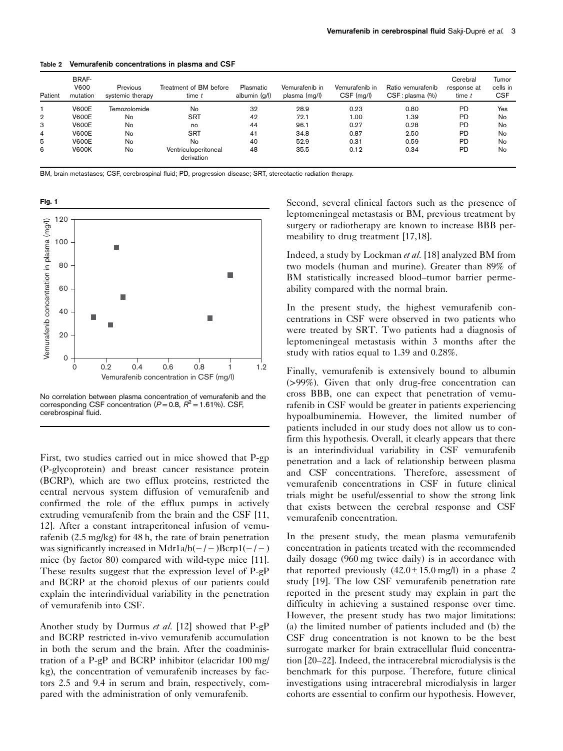**Table 2 Vemurafenib concentrations in plasma and CSF**

| Patient | BRAF-V600 mutation | Previous systemic therapy | Treatment of BM before time $t$ | Plasmatic albumin (g/l) | Vemurafenib in plasma (mg/l) | Vemurafenib in CSF (mg/l) | Ratio vemurafenib CSF : plasma (%) | Cerebral response at time $t$ | Tumor cells in CSF |
|---|---|---|---|---|---|---|---|---|---|
| 1 | V600E | Temozolomide | No | 32 | 28.9 | 0.23 | 0.80 | PD | Yes |
| 2 | V600E | No | SRT | 42 | 72.1 | 1.00 | 1.39 | PD | No |
| 3 | V600E | No | no | 44 | 96.1 | 0.27 | 0.28 | PD | No |
| 4 | V600E | No | SRT | 41 | 34.8 | 0.87 | 2.50 | PD | No |
| 5 | V600E | No | No | 40 | 52.9 | 0.31 | 0.59 | PD | No |
| 6 | V600K | No | Ventriculoperitoneal derivation | 48 | 35.5 | 0.12 | 0.34 | PD | No |

BM, brain metastases; CSF, cerebrospinal fluid; PD, progression disease; SRT, stereotactic radiation therapy.

**Fig. 1**

No correlation between plasma concentration of vemurafenib and the corresponding CSF concentration ($P=0.8$, $R^2=1.61\%$). CSF, cerebrospinal fluid.

First, two studies carried out in mice showed that P-gp (P-glycoprotein) and breast cancer resistance protein (BCRP), which are two efflux proteins, restricted the central nervous system diffusion of vemurafenib and confirmed the role of the efflux pumps in actively extruding vemurafenib from the brain and the CSF [11, 12]. After a constant intraperitoneal infusion of vemurafenib (2.5 mg/kg) for 48 h, the rate of brain penetration was significantly increased in Mdr1a/b(−/−)Bcrp1(−/−) mice (by factor 80) compared with wild-type mice [11]. These results suggest that the expression level of P-gP and BCRP at the choroid plexus of our patients could explain the interindividual variability in the penetration of vemurafenib into CSF.

Another study by Durmus *et al.* [12] showed that P-gP and BCRP restricted in-vivo vemurafenib accumulation in both the serum and the brain. After the coadministration of a P-gP and BCRP inhibitor (elacridar 100 mg/kg), the concentration of vemurafenib increases by factors 2.5 and 9.4 in serum and brain, respectively, compared with the administration of only vemurafenib.

Second, several clinical factors such as the presence of leptomeningeal metastasis or BM, previous treatment by surgery or radiotherapy are known to increase BBB permeability to drug treatment [17,18].

Indeed, a study by Lockman *et al.* [18] analyzed BM from two models (human and murine). Greater than 89% of BM statistically increased blood–tumor barrier permeability compared with the normal brain.

In the present study, the highest vemurafenib concentrations in CSF were observed in two patients who were treated by SRT. Two patients had a diagnosis of leptomeningeal metastasis within 3 months after the study with ratios equal to 1.39 and 0.28%.

Finally, vemurafenib is extensively bound to albumin (>99%). Given that only drug-free concentration can cross BBB, one can expect that penetration of vemurafenib in CSF would be greater in patients experiencing hypoalbuminemia. However, the limited number of patients included in our study does not allow us to confirm this hypothesis. Overall, it clearly appears that there is an interindividual variability in CSF vemurafenib penetration and a lack of relationship between plasma and CSF concentrations. Therefore, assessment of vemurafenib concentrations in CSF in future clinical trials might be useful/essential to show the strong link that exists between the cerebral response and CSF vemurafenib concentration.

In the present study, the mean plasma vemurafenib concentration in patients treated with the recommended daily dosage (960 mg twice daily) is in accordance with that reported previously (42.0 ± 15.0 mg/l) in a phase 2 study [19]. The low CSF vemurafenib penetration rate reported in the present study may explain in part the difficulty in achieving a sustained response over time. However, the present study has two major limitations: (a) the limited number of patients included and (b) the CSF drug concentration is not known to be the best surrogate marker for brain extracellular fluid concentration [20–22]. Indeed, the intracerebral microdialysis is the benchmark for this purpose. Therefore, future clinical investigations using intracerebral microdialysis in larger cohorts are essential to confirm our hypothesis. However,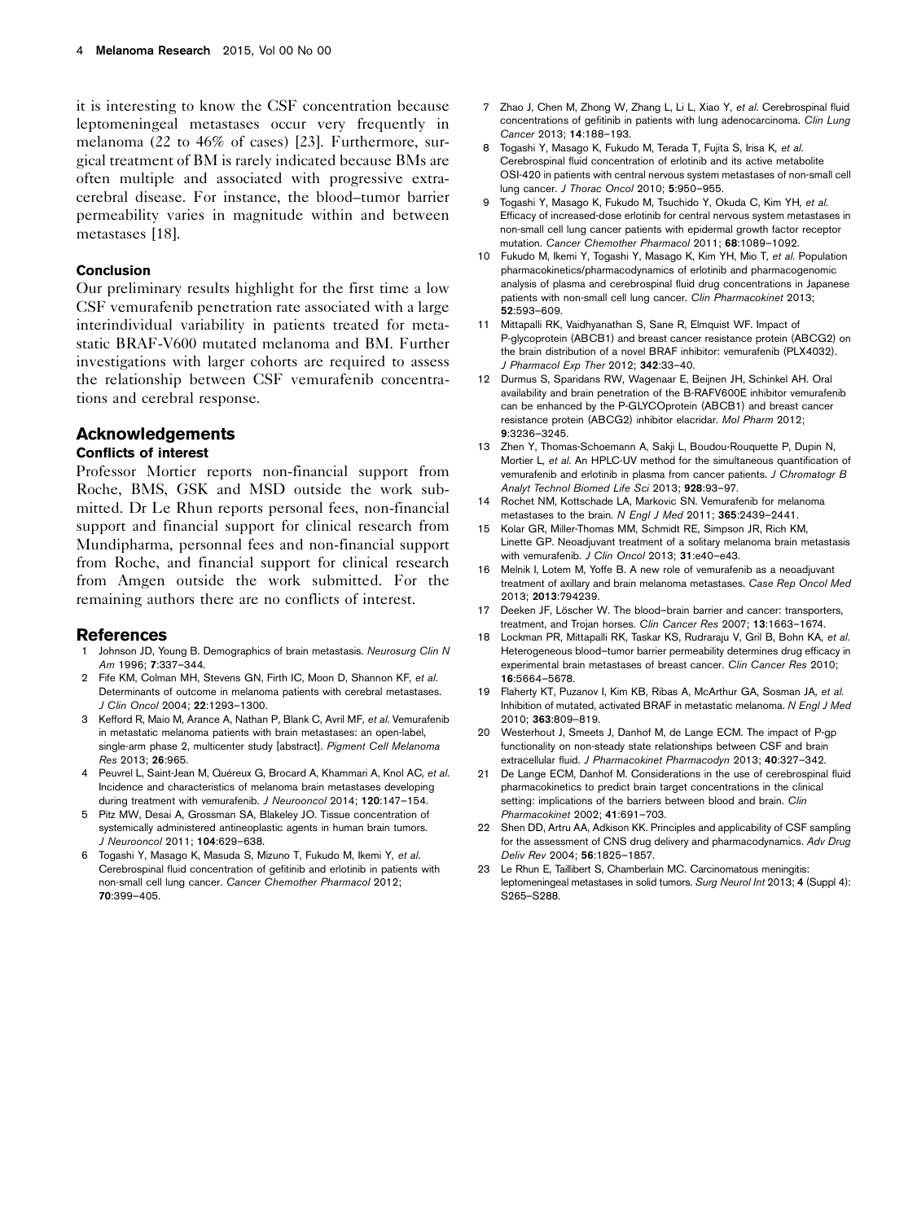it is interesting to know the CSF concentration because leptomeningeal metastases occur very frequently in melanoma (22 to 46% of cases) [23]. Furthermore, surgical treatment of BM is rarely indicated because BMs are often multiple and associated with progressive extracerebral disease. For instance, the blood–tumor barrier permeability varies in magnitude within and between metastases [18].

### Conclusion

Our preliminary results highlight for the first time a low CSF vemurafenib penetration rate associated with a large interindividual variability in patients treated for metastatic BRAF-V600 mutated melanoma and BM. Further investigations with larger cohorts are required to assess the relationship between CSF vemurafenib concentrations and cerebral response.

## Acknowledgements

### Conflicts of interest

Professor Mortier reports non-financial support from Roche, BMS, GSK and MSD outside the work submitted. Dr Le Rhun reports personal fees, non-financial support and financial support for clinical research from Mundipharma, personnal fees and non-financial support from Roche, and financial support for clinical research from Amgen outside the work submitted. For the remaining authors there are no conflicts of interest.

## References

1. Johnson JD, Young B. Demographics of brain metastasis. *Neurosurg Clin N Am* 1996; **7**:337–344.
2. Fife KM, Colman MH, Stevens GN, Firth IC, Moon D, Shannon KF, *et al*. Determinants of outcome in melanoma patients with cerebral metastases. *J Clin Oncol* 2004; **22**:1293–1300.
3. Kefford R, Maio M, Arance A, Nathan P, Blank C, Avril MF, *et al*. Vemurafenib in metastatic melanoma patients with brain metastases: an open-label, single-arm phase 2, multicenter study [abstract]. *Pigment Cell Melanoma Res* 2013; **26**:965.
4. Peuvrel L, Saint-Jean M, Quéreux G, Brocard A, Khammari A, Knol AC, *et al*. Incidence and characteristics of melanoma brain metastases developing during treatment with vemurafenib. *J Neurooncol* 2014; **120**:147–154.
5. Pitz MW, Desai A, Grossman SA, Blakeley JO. Tissue concentration of systemically administered antineoplastic agents in human brain tumors. *J Neurooncol* 2011; **104**:629–638.
6. Togashi Y, Masago K, Masuda S, Mizuno T, Fukudo M, Ikemi Y, *et al*. Cerebrospinal fluid concentration of gefitinib and erlotinib in patients with non-small cell lung cancer. *Cancer Chemother Pharmacol* 2012; **70**:399–405.
7. Zhao J, Chen M, Zhong W, Zhang L, Li L, Xiao Y, *et al*. Cerebrospinal fluid concentrations of gefitinib in patients with lung adenocarcinoma. *Clin Lung Cancer* 2013; **14**:188–193.
8. Togashi Y, Masago K, Fukudo M, Terada T, Fujita S, Irisa K, *et al*. Cerebrospinal fluid concentration of erlotinib and its active metabolite OSI-420 in patients with central nervous system metastases of non-small cell lung cancer. *J Thorac Oncol* 2010; **5**:950–955.
9. Togashi Y, Masago K, Fukudo M, Tsuchido Y, Okuda C, Kim YH, *et al*. Efficacy of increased-dose erlotinib for central nervous system metastases in non-small cell lung cancer patients with epidermal growth factor receptor mutation. *Cancer Chemother Pharmacol* 2011; **68**:1089–1092.
10. Fukudo M, Ikemi Y, Togashi Y, Masago K, Kim YH, Mio T, *et al*. Population pharmacokinetics/pharmacodynamics of erlotinib and pharmacogenomic analysis of plasma and cerebrospinal fluid drug concentrations in Japanese patients with non-small cell lung cancer. *Clin Pharmacokinet* 2013; **52**:593–609.
11. Mittapalli RK, Vaidhyanathan S, Sane R, Elmquist WF. Impact of P-glycoprotein (ABCB1) and breast cancer resistance protein (ABCG2) on the brain distribution of a novel BRAF inhibitor: vemurafenib (PLX4032). *J Pharmacol Exp Ther* 2012; **342**:33–40.
12. Durmus S, Sparidans RW, Wagenaar E, Beijnen JH, Schinkel AH. Oral availability and brain penetration of the B-RAFV600E inhibitor vemurafenib can be enhanced by the P-GLYCOprotein (ABCB1) and breast cancer resistance protein (ABCG2) inhibitor elacridar. *Mol Pharm* 2012; **9**:3236–3245.
13. Zhen Y, Thomas-Schoemann A, Sakji L, Boudou-Rouquette P, Dupin N, Mortier L, *et al*. An HPLC-UV method for the simultaneous quantification of vemurafenib and erlotinib in plasma from cancer patients. *J Chromatogr B Analyt Technol Biomed Life Sci* 2013; **928**:93–97.
14. Rochet NM, Kottschade LA, Markovic SN. Vemurafenib for melanoma metastases to the brain. *N Engl J Med* 2011; **365**:2439–2441.
15. Kolar GR, Miller-Thomas MM, Schmidt RE, Simpson JR, Rich KM, Linette GP. Neoadjuvant treatment of a solitary melanoma brain metastasis with vemurafenib. *J Clin Oncol* 2013; **31**:e40–e43.
16. Melnik I, Lotem M, Yoffe B. A new role of vemurafenib as a neoadjuvant treatment of axillary and brain melanoma metastases. *Case Rep Oncol Med* 2013; **2013**:794239.
17. Deeken JF, Löscher W. The blood–brain barrier and cancer: transporters, treatment, and Trojan horses. *Clin Cancer Res* 2007; **13**:1663–1674.
18. Lockman PR, Mittapalli RK, Taskar KS, Rudraraju V, Gril B, Bohn KA, *et al*. Heterogeneous blood–tumor barrier permeability determines drug efficacy in experimental brain metastases of breast cancer. *Clin Cancer Res* 2010; **16**:5664–5678.
19. Flaherty KT, Puzanov I, Kim KB, Ribas A, McArthur GA, Sosman JA, *et al*. Inhibition of mutated, activated BRAF in metastatic melanoma. *N Engl J Med* 2010; **363**:809–819.
20. Westerhout J, Smeets J, Danhof M, de Lange ECM. The impact of P-gp functionality on non-steady state relationships between CSF and brain extracellular fluid. *J Pharmacokinet Pharmacodyn* 2013; **40**:327–342.
21. De Lange ECM, Danhof M. Considerations in the use of cerebrospinal fluid pharmacokinetics to predict brain target concentrations in the clinical setting: implications of the barriers between blood and brain. *Clin Pharmacokinet* 2002; **41**:691–703.
22. Shen DD, Artru AA, Adkison KK. Principles and applicability of CSF sampling for the assessment of CNS drug delivery and pharmacodynamics. *Adv Drug Deliv Rev* 2004; **56**:1825–1857.
23. Le Rhun E, Taillibert S, Chamberlain MC. Carcinomatous meningitis: leptomeningeal metastases in solid tumors. *Surg Neurol Int* 2013; **4** (Suppl 4): S265–S288.